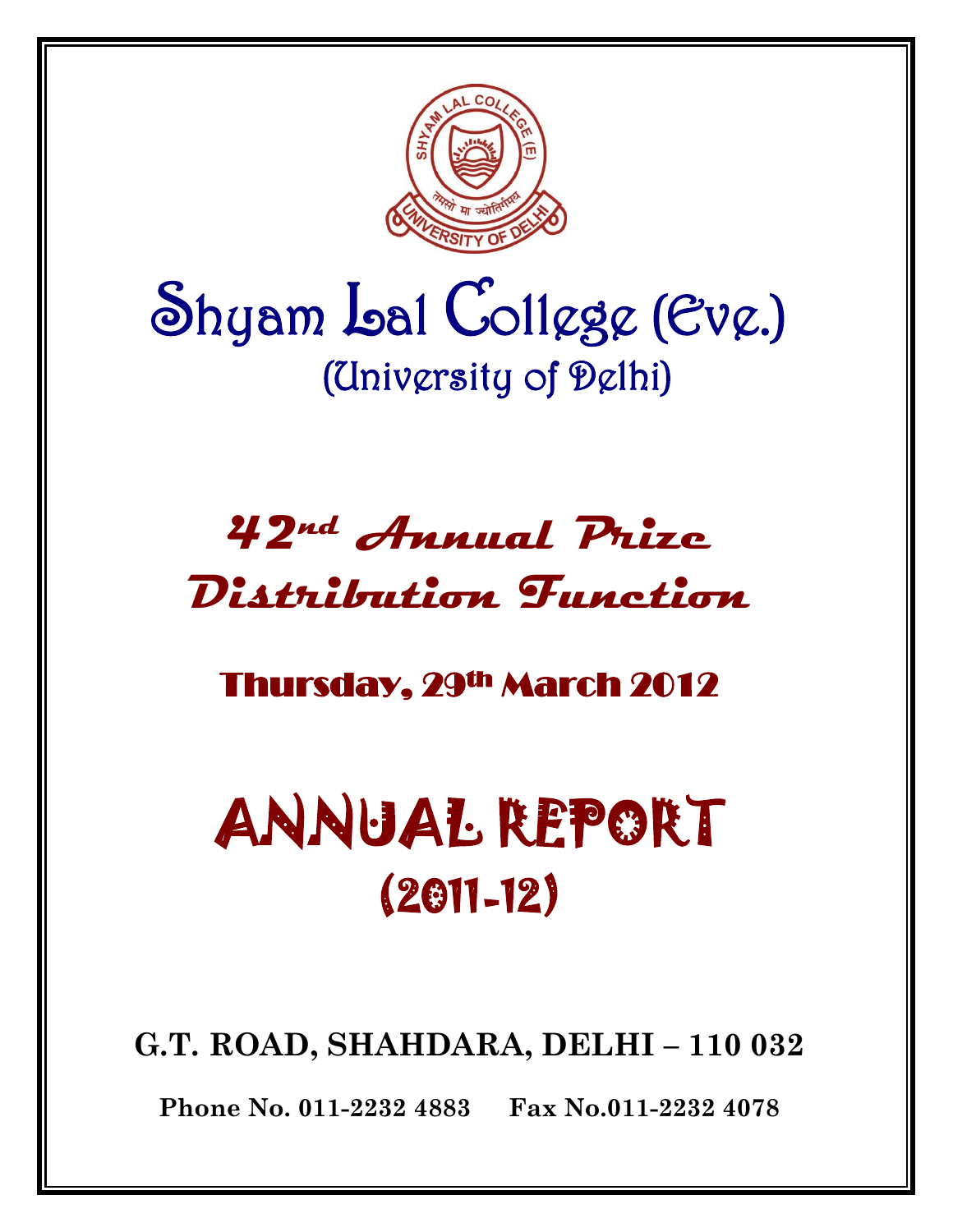# Shyam Lal College (Eve.)

## (University of Delhi)

## 42nd Annual Prize Distribution Function

### Thursday, 29th March 2012

# ANNUAL REPORT

# (2011-12)

**G.T. ROAD, SHAHDARA, DELHI – 110 032**

**Phone No. 011-2232 4883 Fax No.011-2232 4078**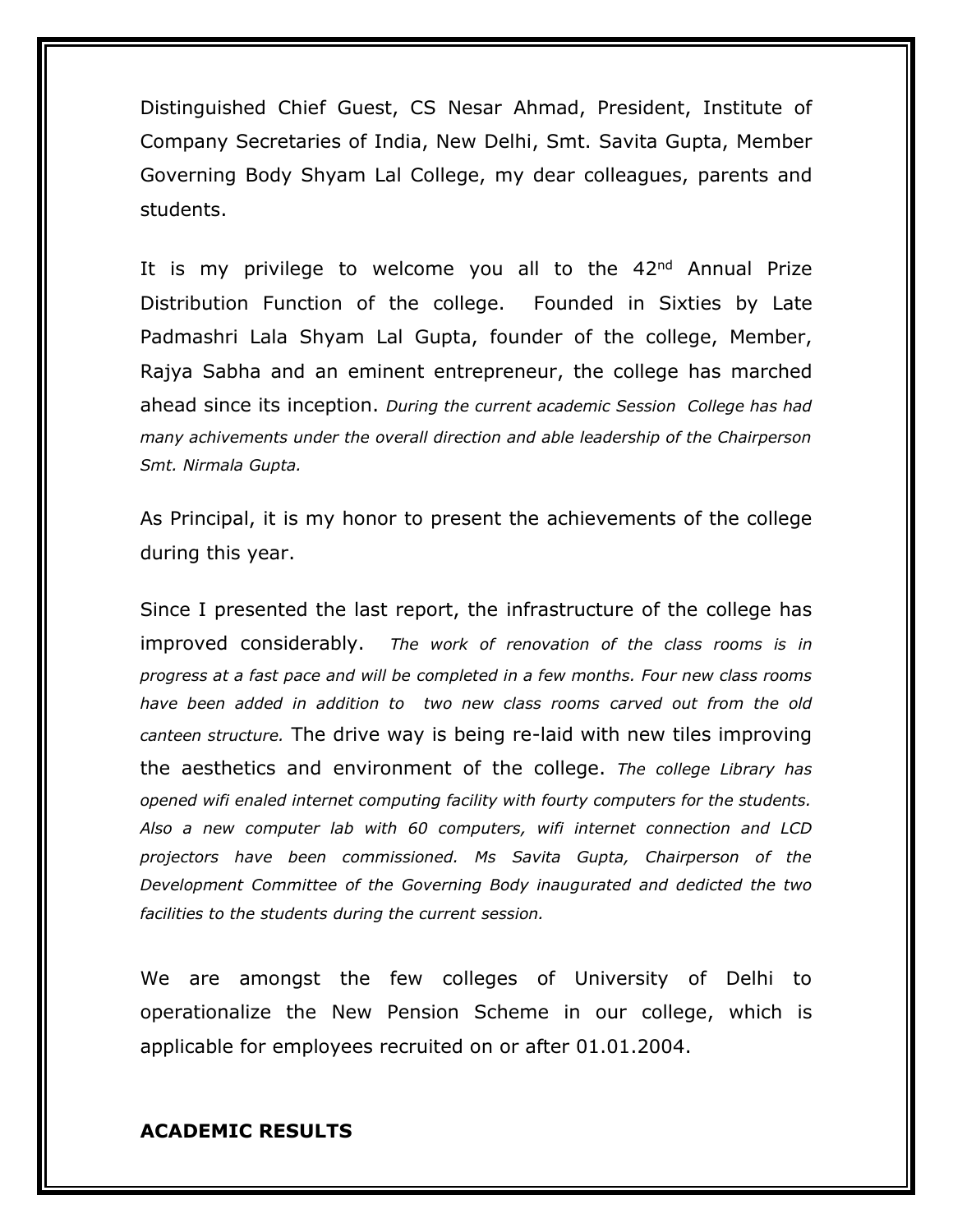Distinguished Chief Guest, CS Nesar Ahmad, President, Institute of Company Secretaries of India, New Delhi, Smt. Savita Gupta, Member Governing Body Shyam Lal College, my dear colleagues, parents and students.

It is my privilege to welcome you all to the 42nd Annual Prize Distribution Function of the college. Founded in Sixties by Late Padmashri Lala Shyam Lal Gupta, founder of the college, Member, Rajya Sabha and an eminent entrepreneur, the college has marched ahead since its inception. *During the current academic Session College has had many achivements under the overall direction and able leadership of the Chairperson Smt. Nirmala Gupta.*

As Principal, it is my honor to present the achievements of the college during this year.

Since I presented the last report, the infrastructure of the college has improved considerably. *The work of renovation of the class rooms is in progress at a fast pace and will be completed in a few months. Four new class rooms have been added in addition to two new class rooms carved out from the old canteen structure.* The drive way is being re-laid with new tiles improving the aesthetics and environment of the college. *The college Library has opened wifi enaled internet computing facility with fourty computers for the students. Also a new computer lab with 60 computers, wifi internet connection and LCD projectors have been commissioned. Ms Savita Gupta, Chairperson of the Development Committee of the Governing Body inaugurated and dedicted the two facilities to the students during the current session.*

We are amongst the few colleges of University of Delhi to operationalize the New Pension Scheme in our college, which is applicable for employees recruited on or after 01.01.2004.

**ACADEMIC RESULTS**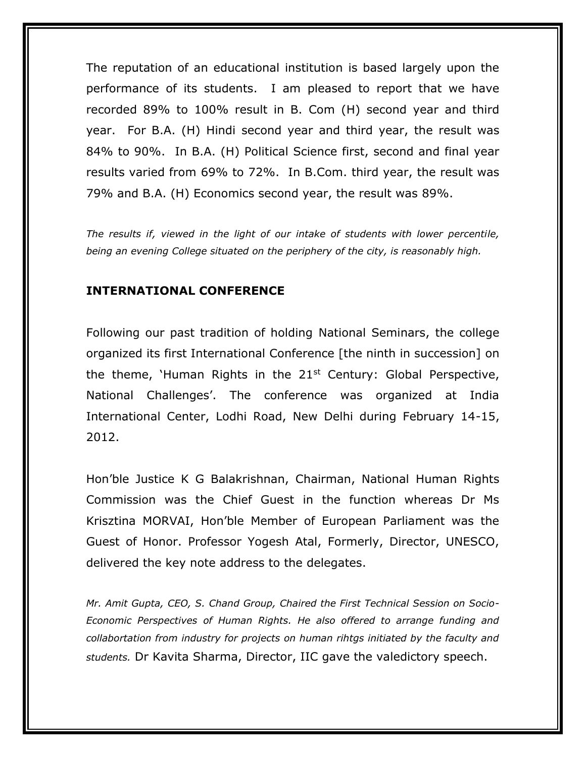The reputation of an educational institution is based largely upon the performance of its students. I am pleased to report that we have recorded 89% to 100% result in B. Com (H) second year and third year. For B.A. (H) Hindi second year and third year, the result was 84% to 90%. In B.A. (H) Political Science first, second and final year results varied from 69% to 72%. In B.Com. third year, the result was 79% and B.A. (H) Economics second year, the result was 89%.

*The results if, viewed in the light of our intake of students with lower percentile, being an evening College situated on the periphery of the city, is reasonably high.*

## INTERNATIONAL CONFERENCE

Following our past tradition of holding National Seminars, the college organized its first International Conference [the ninth in succession] on the theme, 'Human Rights in the 21st Century: Global Perspective, National Challenges'. The conference was organized at India International Center, Lodhi Road, New Delhi during February 14-15, 2012.

Hon'ble Justice K G Balakrishnan, Chairman, National Human Rights Commission was the Chief Guest in the function whereas Dr Ms Krisztina MORVAI, Hon'ble Member of European Parliament was the Guest of Honor. Professor Yogesh Atal, Formerly, Director, UNESCO, delivered the key note address to the delegates.

*Mr. Amit Gupta, CEO, S. Chand Group, Chaired the First Technical Session on Socio-Economic Perspectives of Human Rights. He also offered to arrange funding and collabortation from industry for projects on human rihtgs initiated by the faculty and students.* Dr Kavita Sharma, Director, IIC gave the valedictory speech.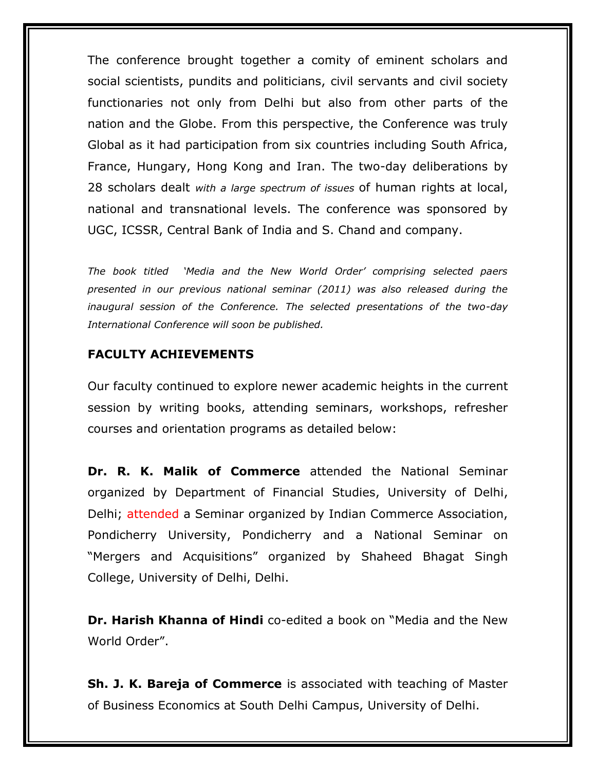The conference brought together a comity of eminent scholars and social scientists, pundits and politicians, civil servants and civil society functionaries not only from Delhi but also from other parts of the nation and the Globe. From this perspective, the Conference was truly Global as it had participation from six countries including South Africa, France, Hungary, Hong Kong and Iran. The two-day deliberations by 28 scholars dealt *with a large spectrum of issues* of human rights at local, national and transnational levels. The conference was sponsored by UGC, ICSSR, Central Bank of India and S. Chand and company.

*The book titled 'Media and the New World Order' comprising selected paers presented in our previous national seminar (2011) was also released during the inaugural session of the Conference. The selected presentations of the two-day International Conference will soon be published.*

## FACULTY ACHIEVEMENTS

Our faculty continued to explore newer academic heights in the current session by writing books, attending seminars, workshops, refresher courses and orientation programs as detailed below:

**Dr. R. K. Malik of Commerce** attended the National Seminar organized by Department of Financial Studies, University of Delhi, Delhi; attended a Seminar organized by Indian Commerce Association, Pondicherry University, Pondicherry and a National Seminar on "Mergers and Acquisitions" organized by Shaheed Bhagat Singh College, University of Delhi, Delhi.

**Dr. Harish Khanna of Hindi** co-edited a book on "Media and the New World Order".

**Sh. J. K. Bareja of Commerce** is associated with teaching of Master of Business Economics at South Delhi Campus, University of Delhi.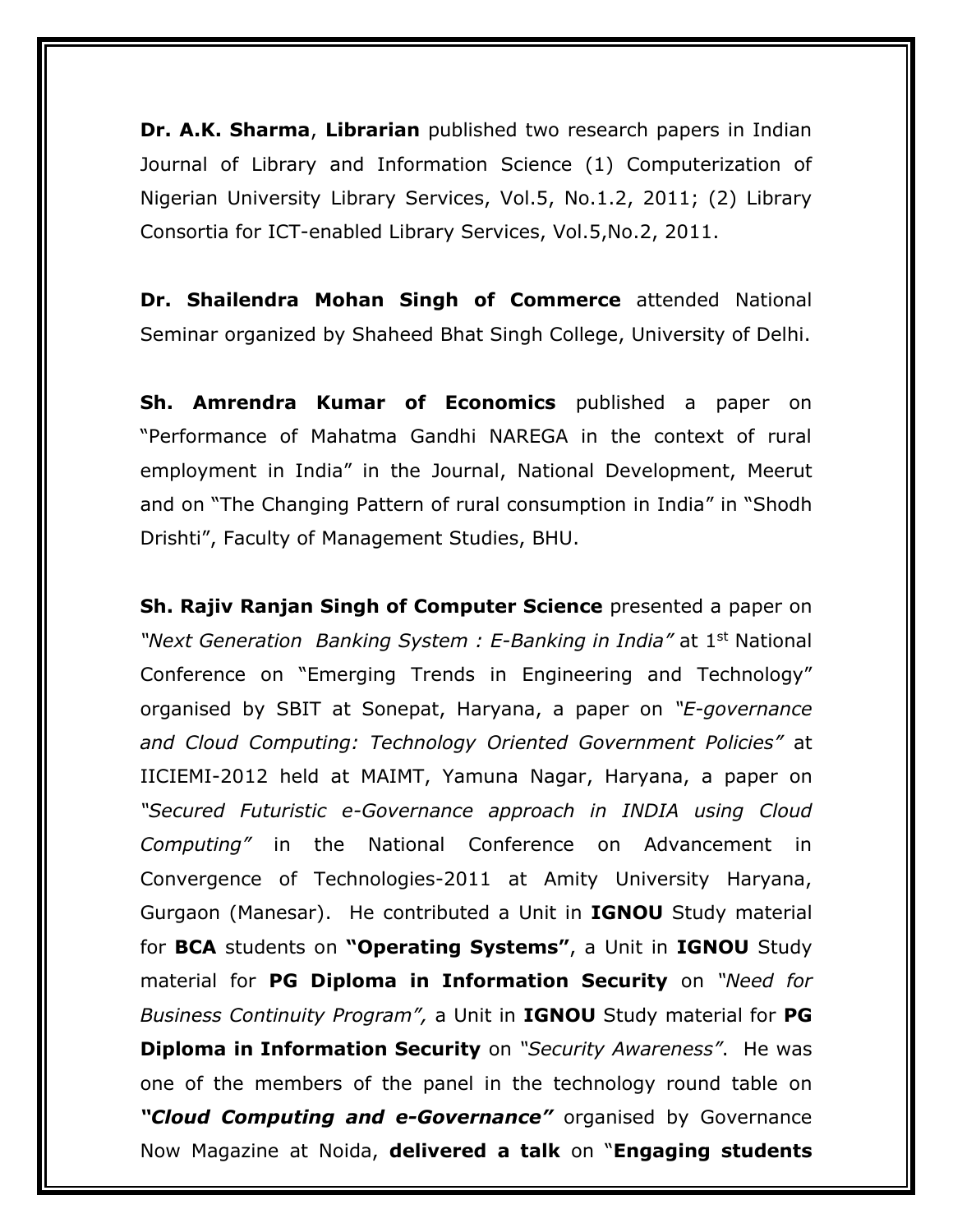**Dr. A.K. Sharma**, **Librarian** published two research papers in Indian Journal of Library and Information Science (1) Computerization of Nigerian University Library Services, Vol.5, No.1.2, 2011; (2) Library Consortia for ICT-enabled Library Services, Vol.5,No.2, 2011.

**Dr. Shailendra Mohan Singh of Commerce** attended National Seminar organized by Shaheed Bhat Singh College, University of Delhi.

**Sh. Amrendra Kumar of Economics** published a paper on "Performance of Mahatma Gandhi NAREGA in the context of rural employment in India" in the Journal, National Development, Meerut and on "The Changing Pattern of rural consumption in India" in "Shodh Drishti", Faculty of Management Studies, BHU.

**Sh. Rajiv Ranjan Singh of Computer Science** presented a paper on *"Next Generation Banking System : E-Banking in India"* at 1st National Conference on "Emerging Trends in Engineering and Technology" organised by SBIT at Sonepat, Haryana, a paper on *"E-governance and Cloud Computing: Technology Oriented Government Policies"* at IICIEMI-2012 held at MAIMT, Yamuna Nagar, Haryana, a paper on *"Secured Futuristic e-Governance approach in INDIA using Cloud Computing"* in the National Conference on Advancement in Convergence of Technologies-2011 at Amity University Haryana, Gurgaon (Manesar). He contributed a Unit in **IGNOU** Study material for **BCA** students on **"Operating Systems"**, a Unit in **IGNOU** Study material for **PG Diploma in Information Security** on *"Need for Business Continuity Program",* a Unit in **IGNOU** Study material for **PG Diploma in Information Security** on *"Security Awareness"*. He was one of the members of the panel in the technology round table on ***"Cloud Computing and e-Governance"*** organised by Governance Now Magazine at Noida, **delivered a talk** on "**Engaging students**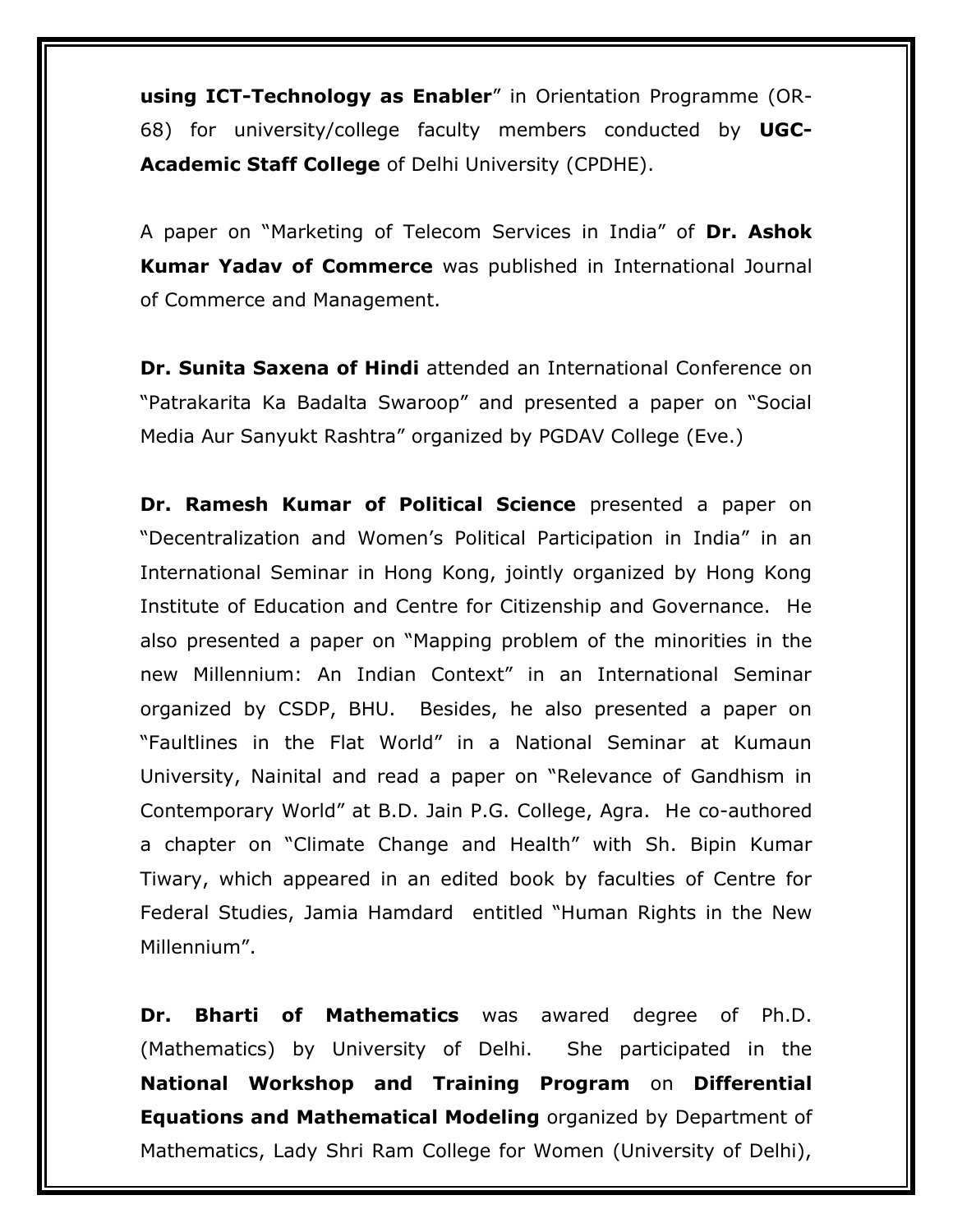**using ICT-Technology as Enabler**" in Orientation Programme (OR-68) for university/college faculty members conducted by **UGC-Academic Staff College** of Delhi University (CPDHE).

A paper on "Marketing of Telecom Services in India" of **Dr. Ashok Kumar Yadav of Commerce** was published in International Journal of Commerce and Management.

**Dr. Sunita Saxena of Hindi** attended an International Conference on "Patrakarita Ka Badalta Swaroop" and presented a paper on "Social Media Aur Sanyukt Rashtra" organized by PGDAV College (Eve.)

**Dr. Ramesh Kumar of Political Science** presented a paper on "Decentralization and Women's Political Participation in India" in an International Seminar in Hong Kong, jointly organized by Hong Kong Institute of Education and Centre for Citizenship and Governance. He also presented a paper on "Mapping problem of the minorities in the new Millennium: An Indian Context" in an International Seminar organized by CSDP, BHU. Besides, he also presented a paper on "Faultlines in the Flat World" in a National Seminar at Kumaun University, Nainital and read a paper on "Relevance of Gandhism in Contemporary World" at B.D. Jain P.G. College, Agra. He co-authored a chapter on "Climate Change and Health" with Sh. Bipin Kumar Tiwary, which appeared in an edited book by faculties of Centre for Federal Studies, Jamia Hamdard entitled "Human Rights in the New Millennium".

**Dr. Bharti of Mathematics** was awarded degree of Ph.D. (Mathematics) by University of Delhi. She participated in the **National Workshop and Training Program** on **Differential Equations and Mathematical Modeling** organized by Department of Mathematics, Lady Shri Ram College for Women (University of Delhi),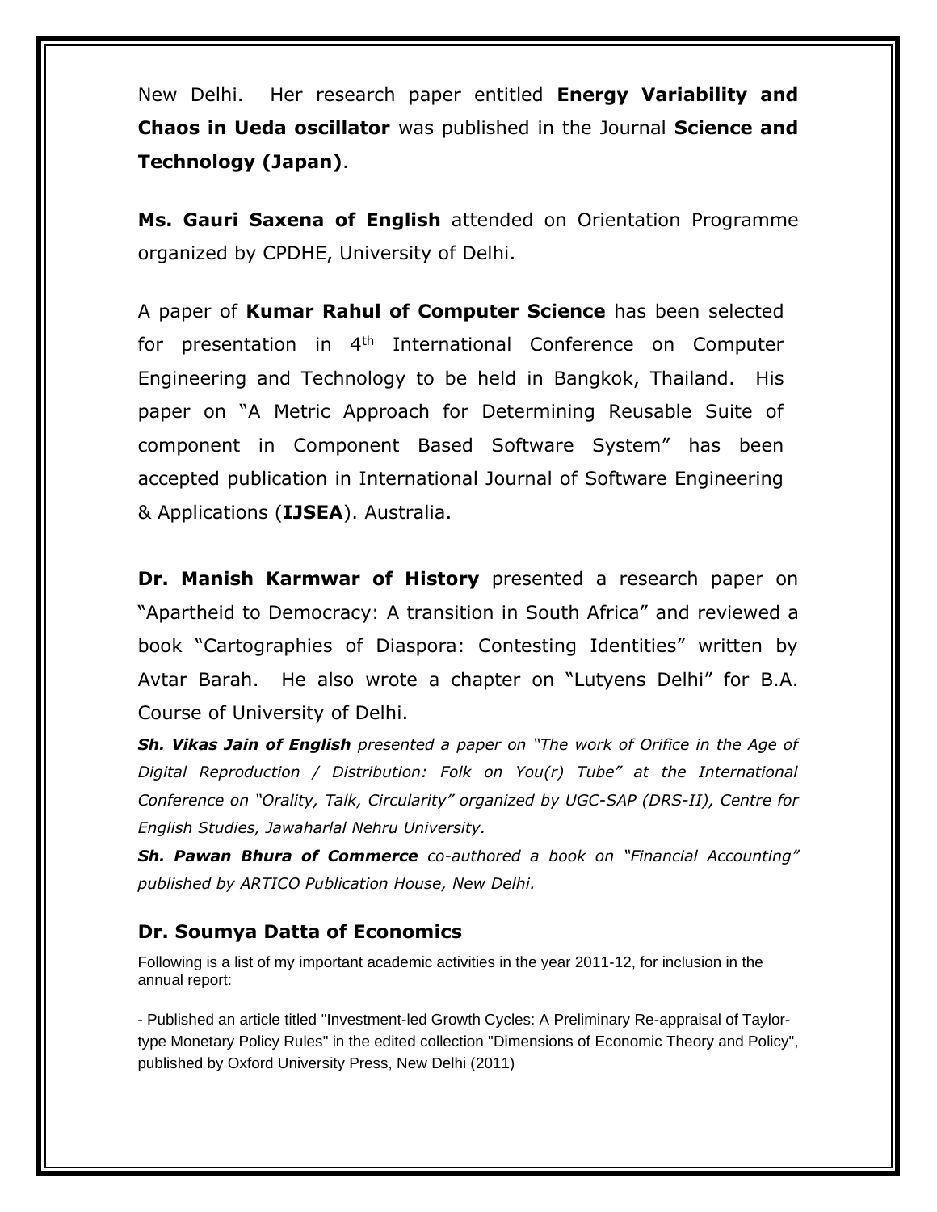New Delhi. Her research paper entitled **Energy Variability and Chaos in Ueda oscillator** was published in the Journal **Science and Technology (Japan)**.

**Ms. Gauri Saxena of English** attended on Orientation Programme organized by CPDHE, University of Delhi.

A paper of **Kumar Rahul of Computer Science** has been selected for presentation in 4th International Conference on Computer Engineering and Technology to be held in Bangkok, Thailand. His paper on "A Metric Approach for Determining Reusable Suite of component in Component Based Software System" has been accepted publication in International Journal of Software Engineering & Applications (**IJSEA**). Australia.

**Dr. Manish Karmwar of History** presented a research paper on "Apartheid to Democracy: A transition in South Africa" and reviewed a book "Cartographies of Diaspora: Contesting Identities" written by Avtar Barah. He also wrote a chapter on "Lutyens Delhi" for B.A. Course of University of Delhi.

***Sh. Vikas Jain of English*** *presented a paper on "The work of Orifice in the Age of Digital Reproduction / Distribution: Folk on You(r) Tube" at the International Conference on "Orality, Talk, Circularity" organized by UGC-SAP (DRS-II), Centre for English Studies, Jawaharlal Nehru University.*

***Sh. Pawan Bhura of Commerce*** *co-authored a book on "Financial Accounting" published by ARTICO Publication House, New Delhi.*

### Dr. Soumya Datta of Economics

Following is a list of my important academic activities in the year 2011-12, for inclusion in the annual report:

- Published an article titled "Investment-led Growth Cycles: A Preliminary Re-appraisal of Taylor-type Monetary Policy Rules" in the edited collection "Dimensions of Economic Theory and Policy", published by Oxford University Press, New Delhi (2011)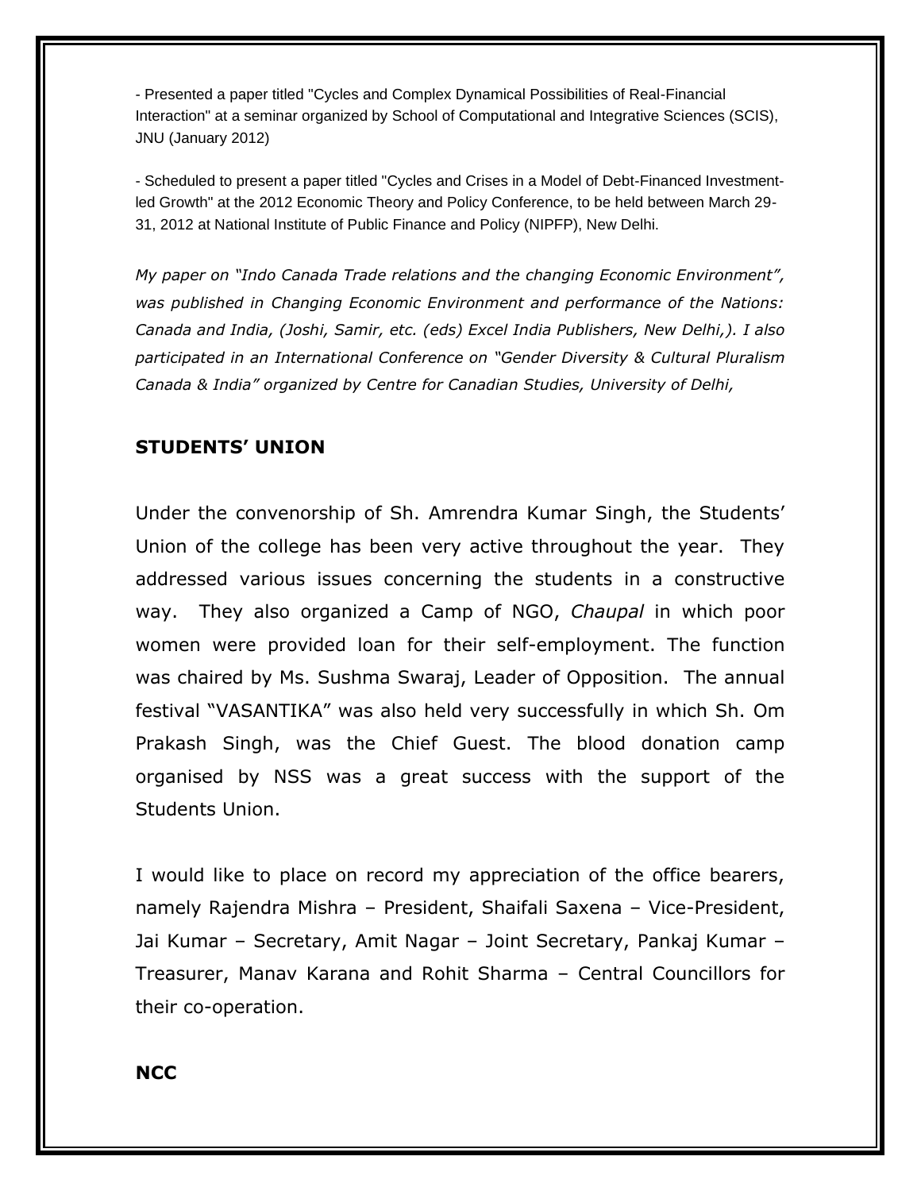- Presented a paper titled "Cycles and Complex Dynamical Possibilities of Real-Financial Interaction" at a seminar organized by School of Computational and Integrative Sciences (SCIS), JNU (January 2012)

- Scheduled to present a paper titled "Cycles and Crises in a Model of Debt-Financed Investment-led Growth" at the 2012 Economic Theory and Policy Conference, to be held between March 29-31, 2012 at National Institute of Public Finance and Policy (NIPFP), New Delhi.

*My paper on "Indo Canada Trade relations and the changing Economic Environment", was published in Changing Economic Environment and performance of the Nations: Canada and India, (Joshi, Samir, etc. (eds) Excel India Publishers, New Delhi,). I also participated in an International Conference on "Gender Diversity & Cultural Pluralism Canada & India" organized by Centre for Canadian Studies, University of Delhi,*

## STUDENTS' UNION

Under the convenorship of Sh. Amrendra Kumar Singh, the Students' Union of the college has been very active throughout the year. They addressed various issues concerning the students in a constructive way. They also organized a Camp of NGO, *Chaupal* in which poor women were provided loan for their self-employment. The function was chaired by Ms. Sushma Swaraj, Leader of Opposition. The annual festival "VASANTIKA" was also held very successfully in which Sh. Om Prakash Singh, was the Chief Guest. The blood donation camp organised by NSS was a great success with the support of the Students Union.

I would like to place on record my appreciation of the office bearers, namely Rajendra Mishra – President, Shaifali Saxena – Vice-President, Jai Kumar – Secretary, Amit Nagar – Joint Secretary, Pankaj Kumar – Treasurer, Manav Karana and Rohit Sharma – Central Councillors for their co-operation.

## NCC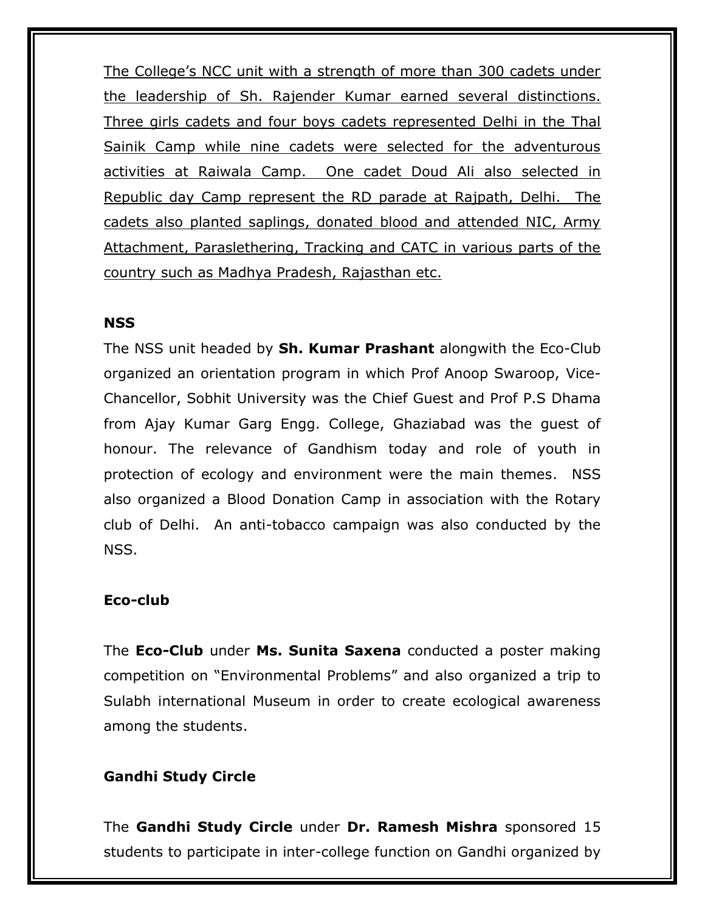The College's NCC unit with a strength of more than 300 cadets under the leadership of Sh. Rajender Kumar earned several distinctions. Three girls cadets and four boys cadets represented Delhi in the Thal Sainik Camp while nine cadets were selected for the adventurous activities at Raiwala Camp. One cadet Doud Ali also selected in Republic day Camp represent the RD parade at Rajpath, Delhi. The cadets also planted saplings, donated blood and attended NIC, Army Attachment, Paraslethering, Tracking and CATC in various parts of the country such as Madhya Pradesh, Rajasthan etc.

**NSS**

The NSS unit headed by **Sh. Kumar Prashant** alongwith the Eco-Club organized an orientation program in which Prof Anoop Swaroop, Vice-Chancellor, Sobhit University was the Chief Guest and Prof P.S Dhama from Ajay Kumar Garg Engg. College, Ghaziabad was the guest of honour. The relevance of Gandhism today and role of youth in protection of ecology and environment were the main themes. NSS also organized a Blood Donation Camp in association with the Rotary club of Delhi. An anti-tobacco campaign was also conducted by the NSS.

**Eco-club**

The **Eco-Club** under **Ms. Sunita Saxena** conducted a poster making competition on "Environmental Problems" and also organized a trip to Sulabh international Museum in order to create ecological awareness among the students.

**Gandhi Study Circle**

The **Gandhi Study Circle** under **Dr. Ramesh Mishra** sponsored 15 students to participate in inter-college function on Gandhi organized by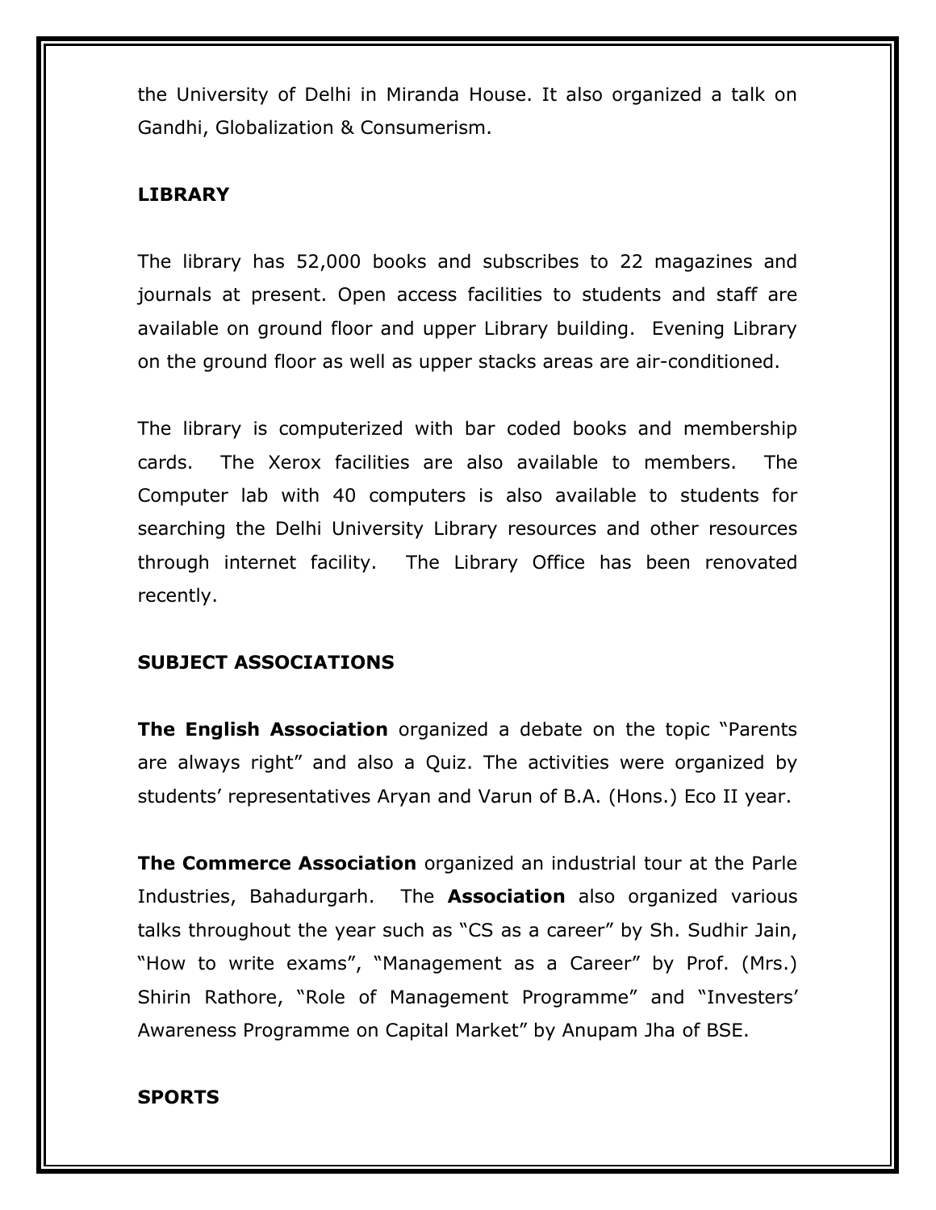the University of Delhi in Miranda House. It also organized a talk on Gandhi, Globalization & Consumerism.

**LIBRARY**

The library has 52,000 books and subscribes to 22 magazines and journals at present. Open access facilities to students and staff are available on ground floor and upper Library building. Evening Library on the ground floor as well as upper stacks areas are air-conditioned.

The library is computerized with bar coded books and membership cards. The Xerox facilities are also available to members. The Computer lab with 40 computers is also available to students for searching the Delhi University Library resources and other resources through internet facility. The Library Office has been renovated recently.

**SUBJECT ASSOCIATIONS**

**The English Association** organized a debate on the topic "Parents are always right" and also a Quiz. The activities were organized by students' representatives Aryan and Varun of B.A. (Hons.) Eco II year.

**The Commerce Association** organized an industrial tour at the Parle Industries, Bahadurgarh. The **Association** also organized various talks throughout the year such as "CS as a career" by Sh. Sudhir Jain, "How to write exams", "Management as a Career" by Prof. (Mrs.) Shirin Rathore, "Role of Management Programme" and "Investers' Awareness Programme on Capital Market" by Anupam Jha of BSE.

**SPORTS**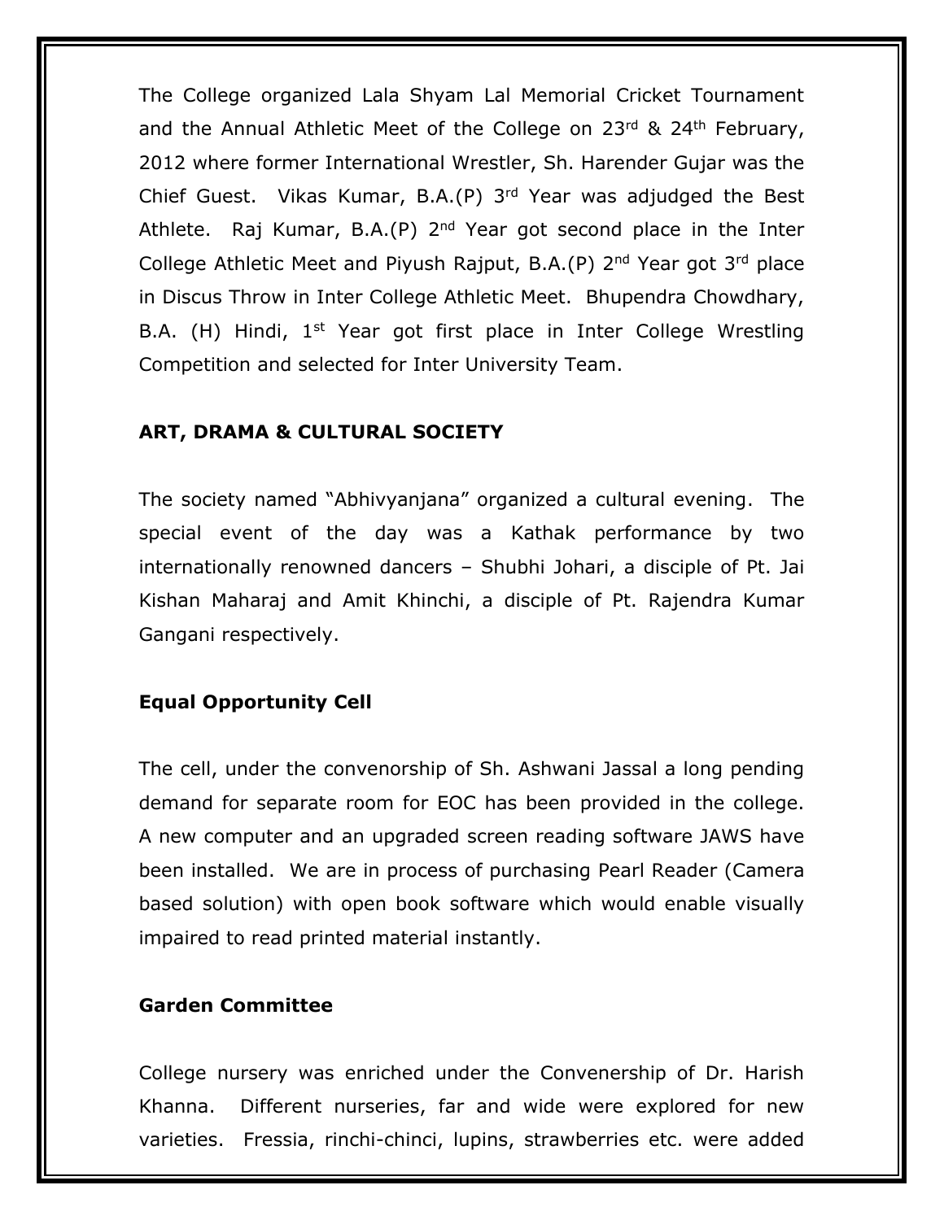The College organized Lala Shyam Lal Memorial Cricket Tournament and the Annual Athletic Meet of the College on 23rd & 24th February, 2012 where former International Wrestler, Sh. Harender Gujar was the Chief Guest. Vikas Kumar, B.A.(P) 3rd Year was adjudged the Best Athlete. Raj Kumar, B.A.(P) 2nd Year got second place in the Inter College Athletic Meet and Piyush Rajput, B.A.(P) 2nd Year got 3rd place in Discus Throw in Inter College Athletic Meet. Bhupendra Chowdhary, B.A. (H) Hindi, 1st Year got first place in Inter College Wrestling Competition and selected for Inter University Team.

**ART, DRAMA & CULTURAL SOCIETY**

The society named "Abhivyanjana" organized a cultural evening. The special event of the day was a Kathak performance by two internationally renowned dancers – Shubhi Johari, a disciple of Pt. Jai Kishan Maharaj and Amit Khinchi, a disciple of Pt. Rajendra Kumar Gangani respectively.

**Equal Opportunity Cell**

The cell, under the convenorship of Sh. Ashwani Jassal a long pending demand for separate room for EOC has been provided in the college. A new computer and an upgraded screen reading software JAWS have been installed. We are in process of purchasing Pearl Reader (Camera based solution) with open book software which would enable visually impaired to read printed material instantly.

**Garden Committee**

College nursery was enriched under the Convenership of Dr. Harish Khanna. Different nurseries, far and wide were explored for new varieties. Fressia, rinchi-chinci, lupins, strawberries etc. were added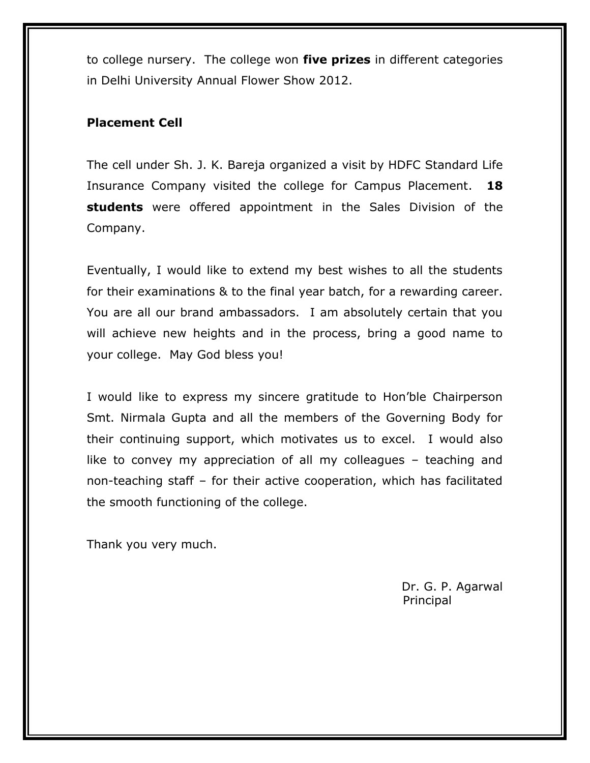to college nursery. The college won **five prizes** in different categories in Delhi University Annual Flower Show 2012.

**Placement Cell**

The cell under Sh. J. K. Bareja organized a visit by HDFC Standard Life Insurance Company visited the college for Campus Placement. **18 students** were offered appointment in the Sales Division of the Company.

Eventually, I would like to extend my best wishes to all the students for their examinations & to the final year batch, for a rewarding career. You are all our brand ambassadors. I am absolutely certain that you will achieve new heights and in the process, bring a good name to your college. May God bless you!

I would like to express my sincere gratitude to Hon'ble Chairperson Smt. Nirmala Gupta and all the members of the Governing Body for their continuing support, which motivates us to excel. I would also like to convey my appreciation of all my colleagues – teaching and non-teaching staff – for their active cooperation, which has facilitated the smooth functioning of the college.

Thank you very much.

Dr. G. P. Agarwal
Principal